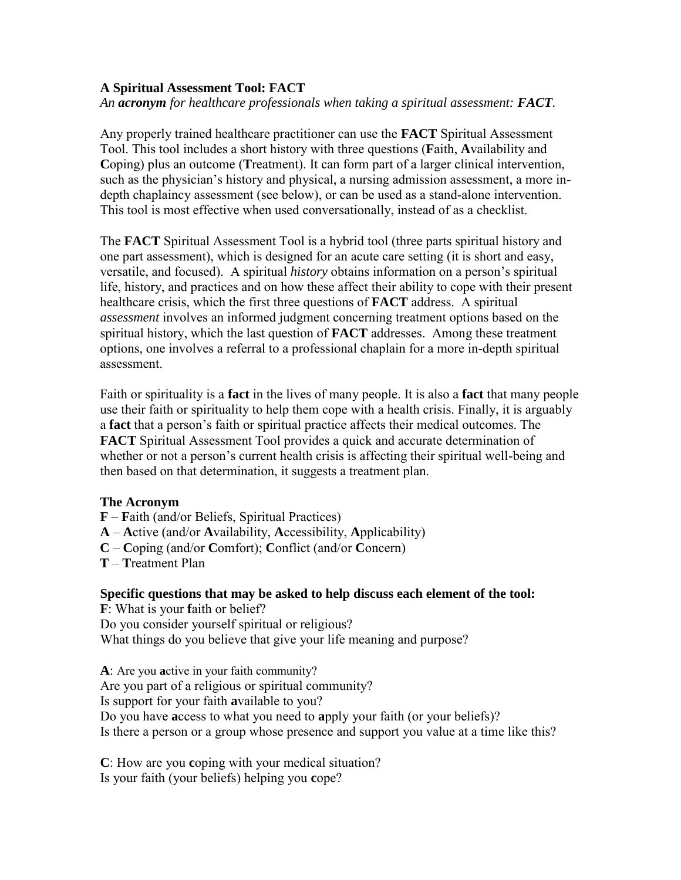**A Spiritual Assessment Tool: FACT**

*An **acronym** for healthcare professionals when taking a spiritual assessment: **FACT**.*

Any properly trained healthcare practitioner can use the **FACT** Spiritual Assessment Tool. This tool includes a short history with three questions (**F**aith, **A**vailability and **C**oping) plus an outcome (**T**reatment). It can form part of a larger clinical intervention, such as the physician's history and physical, a nursing admission assessment, a more in-depth chaplaincy assessment (see below), or can be used as a stand-alone intervention. This tool is most effective when used conversationally, instead of as a checklist.

The **FACT** Spiritual Assessment Tool is a hybrid tool (three parts spiritual history and one part assessment), which is designed for an acute care setting (it is short and easy, versatile, and focused). A spiritual *history* obtains information on a person's spiritual life, history, and practices and on how these affect their ability to cope with their present healthcare crisis, which the first three questions of **FACT** address. A spiritual *assessment* involves an informed judgment concerning treatment options based on the spiritual history, which the last question of **FACT** addresses. Among these treatment options, one involves a referral to a professional chaplain for a more in-depth spiritual assessment.

Faith or spirituality is a **fact** in the lives of many people. It is also a **fact** that many people use their faith or spirituality to help them cope with a health crisis. Finally, it is arguably a **fact** that a person's faith or spiritual practice affects their medical outcomes. The **FACT** Spiritual Assessment Tool provides a quick and accurate determination of whether or not a person's current health crisis is affecting their spiritual well-being and then based on that determination, it suggests a treatment plan.

**The Acronym**

**F** – **F**aith (and/or Beliefs, Spiritual Practices)
**A** – **A**ctive (and/or **A**vailability, **A**ccessibility, **A**pplicability)
**C** – **C**oping (and/or **C**omfort); **C**onflict (and/or **C**oncern)
**T** – **T**reatment Plan

**Specific questions that may be asked to help discuss each element of the tool:**

**F**: What is your **f**aith or belief?
Do you consider yourself spiritual or religious?
What things do you believe that give your life meaning and purpose?

**A**: Are you **a**ctive in your faith community?
Are you part of a religious or spiritual community?
Is support for your faith **a**vailable to you?
Do you have **a**ccess to what you need to **a**pply your faith (or your beliefs)?
Is there a person or a group whose presence and support you value at a time like this?

**C**: How are you **c**oping with your medical situation?
Is your faith (your beliefs) helping you **c**ope?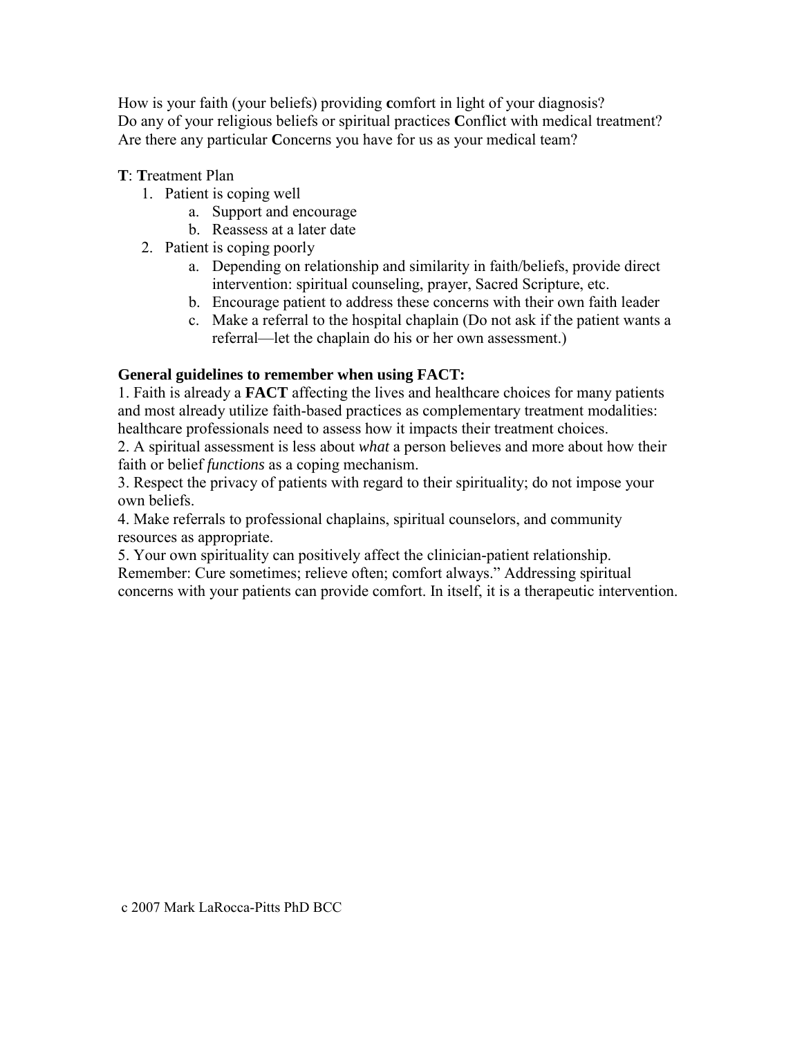How is your faith (your beliefs) providing **c**omfort in light of your diagnosis?
Do any of your religious beliefs or spiritual practices **C**onflict with medical treatment?
Are there any particular **C**oncerns you have for us as your medical team?

**T**: **T**reatment Plan

1. Patient is coping well
    a. Support and encourage
    b. Reassess at a later date
2. Patient is coping poorly
    a. Depending on relationship and similarity in faith/beliefs, provide direct intervention: spiritual counseling, prayer, Sacred Scripture, etc.
    b. Encourage patient to address these concerns with their own faith leader
    c. Make a referral to the hospital chaplain (Do not ask if the patient wants a referral—let the chaplain do his or her own assessment.)

**General guidelines to remember when using FACT:**

1. Faith is already a **FACT** affecting the lives and healthcare choices for many patients and most already utilize faith-based practices as complementary treatment modalities: healthcare professionals need to assess how it impacts their treatment choices.
2. A spiritual assessment is less about *what* a person believes and more about how their faith or belief *functions* as a coping mechanism.
3. Respect the privacy of patients with regard to their spirituality; do not impose your own beliefs.
4. Make referrals to professional chaplains, spiritual counselors, and community resources as appropriate.
5. Your own spirituality can positively affect the clinician-patient relationship.

Remember: Cure sometimes; relieve often; comfort always." Addressing spiritual concerns with your patients can provide comfort. In itself, it is a therapeutic intervention.

c 2007 Mark LaRocca-Pitts PhD BCC